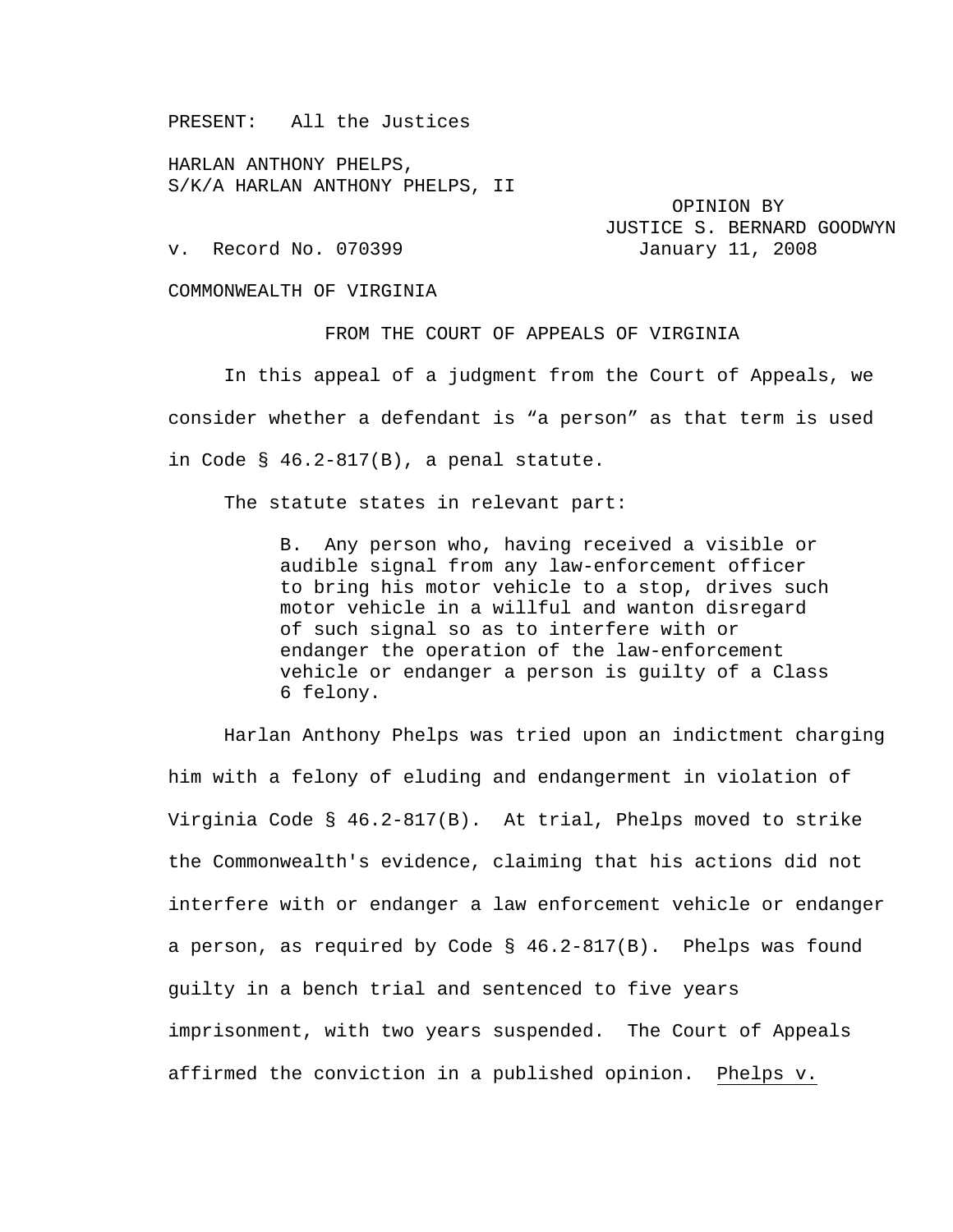PRESENT: All the Justices

HARLAN ANTHONY PHELPS,
S/K/A HARLAN ANTHONY PHELPS, II

OPINION BY
JUSTICE S. BERNARD GOODWYN

v. Record No. 070399 January 11, 2008

COMMONWEALTH OF VIRGINIA

FROM THE COURT OF APPEALS OF VIRGINIA

In this appeal of a judgment from the Court of Appeals, we consider whether a defendant is "a person" as that term is used in Code § 46.2-817(B), a penal statute.

The statute states in relevant part:

> B. Any person who, having received a visible or audible signal from any law-enforcement officer to bring his motor vehicle to a stop, drives such motor vehicle in a willful and wanton disregard of such signal so as to interfere with or endanger the operation of the law-enforcement vehicle or endanger a person is guilty of a Class 6 felony.

Harlan Anthony Phelps was tried upon an indictment charging him with a felony of eluding and endangerment in violation of Virginia Code § 46.2-817(B). At trial, Phelps moved to strike the Commonwealth's evidence, claiming that his actions did not interfere with or endanger a law enforcement vehicle or endanger a person, as required by Code § 46.2-817(B). Phelps was found guilty in a bench trial and sentenced to five years imprisonment, with two years suspended. The Court of Appeals affirmed the conviction in a published opinion. Phelps v.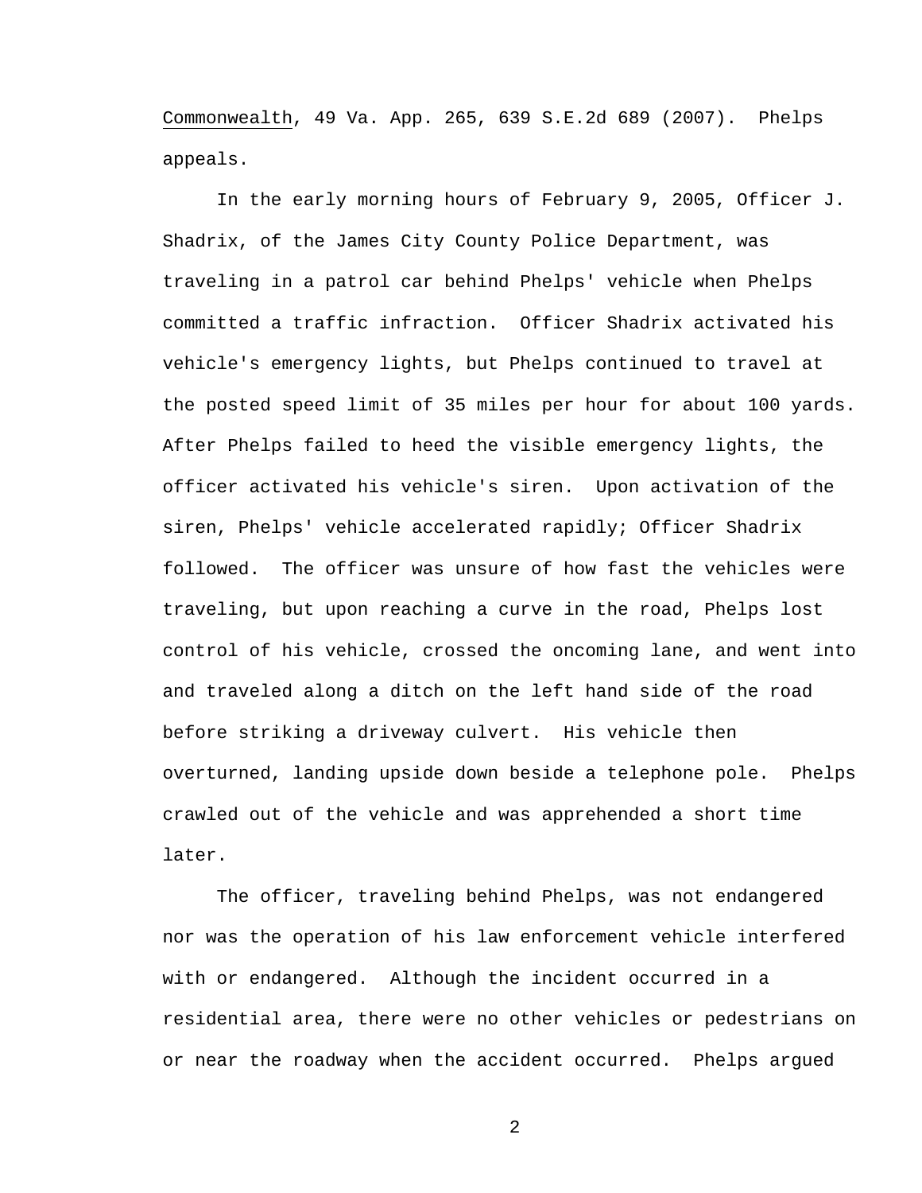Commonwealth, 49 Va. App. 265, 639 S.E.2d 689 (2007). Phelps appeals.

In the early morning hours of February 9, 2005, Officer J. Shadrix, of the James City County Police Department, was traveling in a patrol car behind Phelps' vehicle when Phelps committed a traffic infraction. Officer Shadrix activated his vehicle's emergency lights, but Phelps continued to travel at the posted speed limit of 35 miles per hour for about 100 yards. After Phelps failed to heed the visible emergency lights, the officer activated his vehicle's siren. Upon activation of the siren, Phelps' vehicle accelerated rapidly; Officer Shadrix followed. The officer was unsure of how fast the vehicles were traveling, but upon reaching a curve in the road, Phelps lost control of his vehicle, crossed the oncoming lane, and went into and traveled along a ditch on the left hand side of the road before striking a driveway culvert. His vehicle then overturned, landing upside down beside a telephone pole. Phelps crawled out of the vehicle and was apprehended a short time later.

The officer, traveling behind Phelps, was not endangered nor was the operation of his law enforcement vehicle interfered with or endangered. Although the incident occurred in a residential area, there were no other vehicles or pedestrians on or near the roadway when the accident occurred. Phelps argued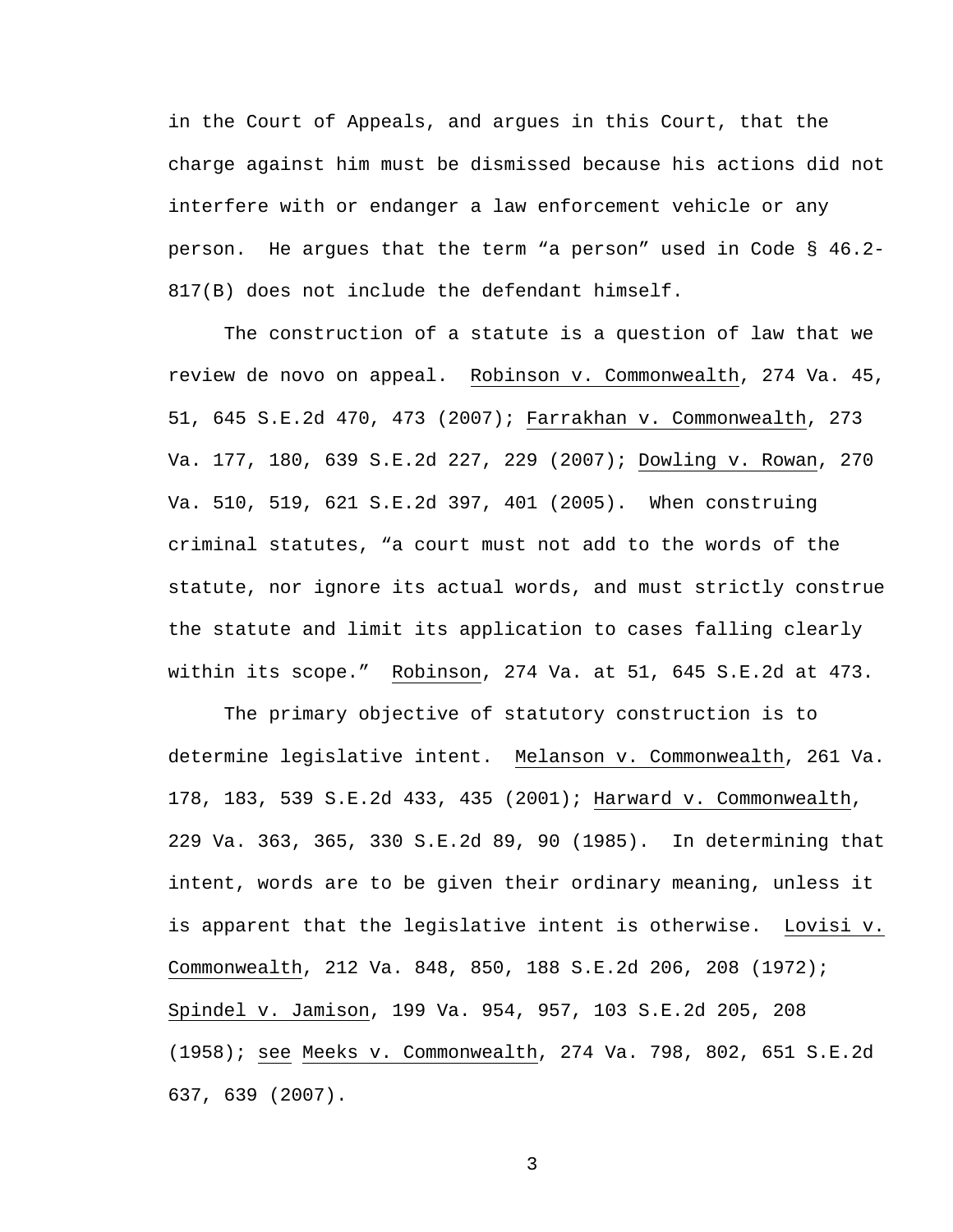in the Court of Appeals, and argues in this Court, that the charge against him must be dismissed because his actions did not interfere with or endanger a law enforcement vehicle or any person. He argues that the term "a person" used in Code § 46.2-817(B) does not include the defendant himself.

The construction of a statute is a question of law that we review de novo on appeal. Robinson v. Commonwealth, 274 Va. 45, 51, 645 S.E.2d 470, 473 (2007); Farrakhan v. Commonwealth, 273 Va. 177, 180, 639 S.E.2d 227, 229 (2007); Dowling v. Rowan, 270 Va. 510, 519, 621 S.E.2d 397, 401 (2005). When construing criminal statutes, "a court must not add to the words of the statute, nor ignore its actual words, and must strictly construe the statute and limit its application to cases falling clearly within its scope." Robinson, 274 Va. at 51, 645 S.E.2d at 473.

The primary objective of statutory construction is to determine legislative intent. Melanson v. Commonwealth, 261 Va. 178, 183, 539 S.E.2d 433, 435 (2001); Harward v. Commonwealth, 229 Va. 363, 365, 330 S.E.2d 89, 90 (1985). In determining that intent, words are to be given their ordinary meaning, unless it is apparent that the legislative intent is otherwise. Lovisi v. Commonwealth, 212 Va. 848, 850, 188 S.E.2d 206, 208 (1972); Spindel v. Jamison, 199 Va. 954, 957, 103 S.E.2d 205, 208 (1958); see Meeks v. Commonwealth, 274 Va. 798, 802, 651 S.E.2d 637, 639 (2007).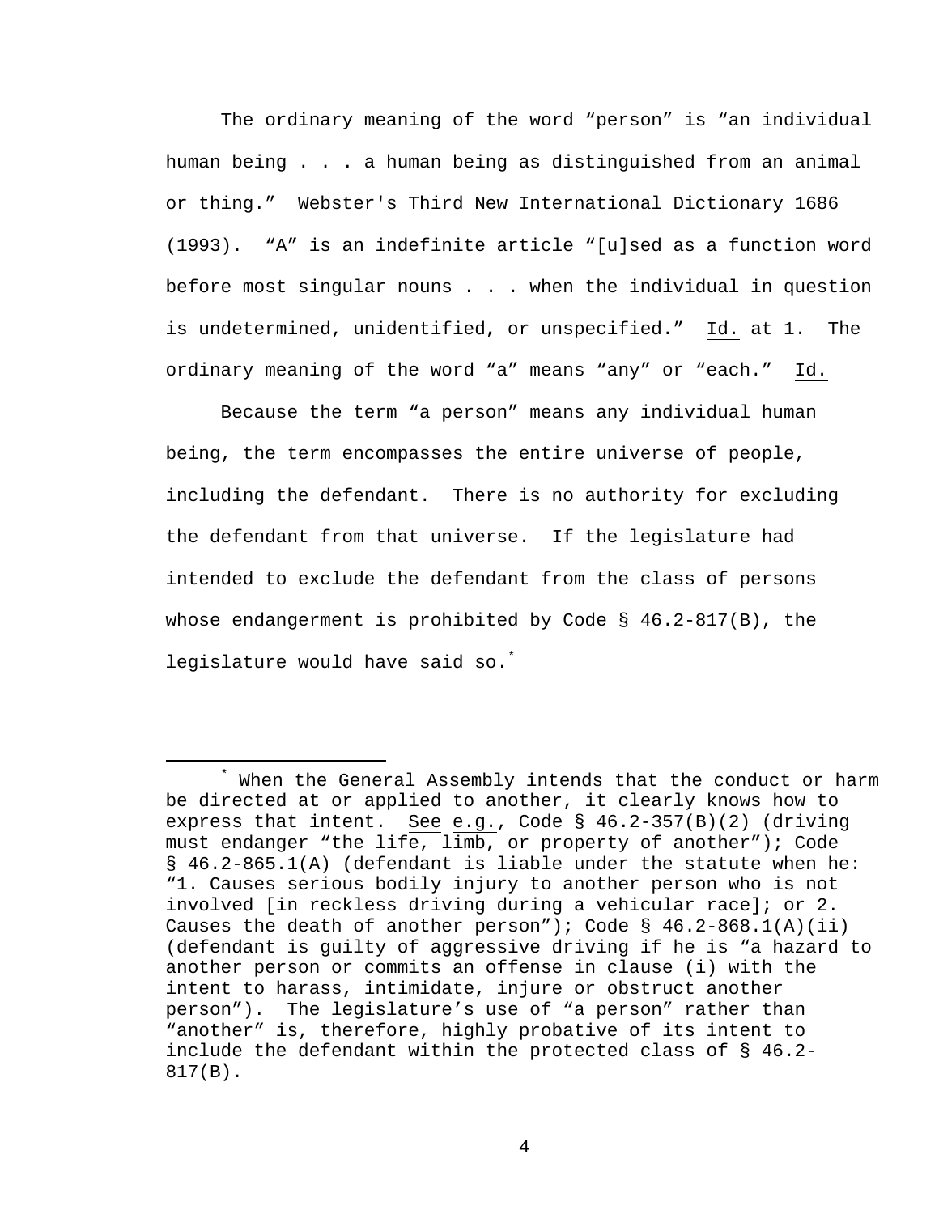The ordinary meaning of the word “person” is “an individual human being . . . a human being as distinguished from an animal or thing.” Webster's Third New International Dictionary 1686 (1993). “A” is an indefinite article “[u]sed as a function word before most singular nouns . . . when the individual in question is undetermined, unidentified, or unspecified.” Id. at 1. The ordinary meaning of the word “a” means “any” or “each.” Id.

Because the term “a person” means any individual human being, the term encompasses the entire universe of people, including the defendant. There is no authority for excluding the defendant from that universe. If the legislature had intended to exclude the defendant from the class of persons whose endangerment is prohibited by Code § 46.2-817(B), the legislature would have said so.*

---

* When the General Assembly intends that the conduct or harm be directed at or applied to another, it clearly knows how to express that intent. See e.g., Code § 46.2-357(B)(2) (driving must endanger “the life, limb, or property of another”); Code § 46.2-865.1(A) (defendant is liable under the statute when he: “1. Causes serious bodily injury to another person who is not involved [in reckless driving during a vehicular race]; or 2. Causes the death of another person”); Code § 46.2-868.1(A)(ii) (defendant is guilty of aggressive driving if he is “a hazard to another person or commits an offense in clause (i) with the intent to harass, intimidate, injure or obstruct another person”). The legislature’s use of “a person” rather than “another” is, therefore, highly probative of its intent to include the defendant within the protected class of § 46.2-817(B).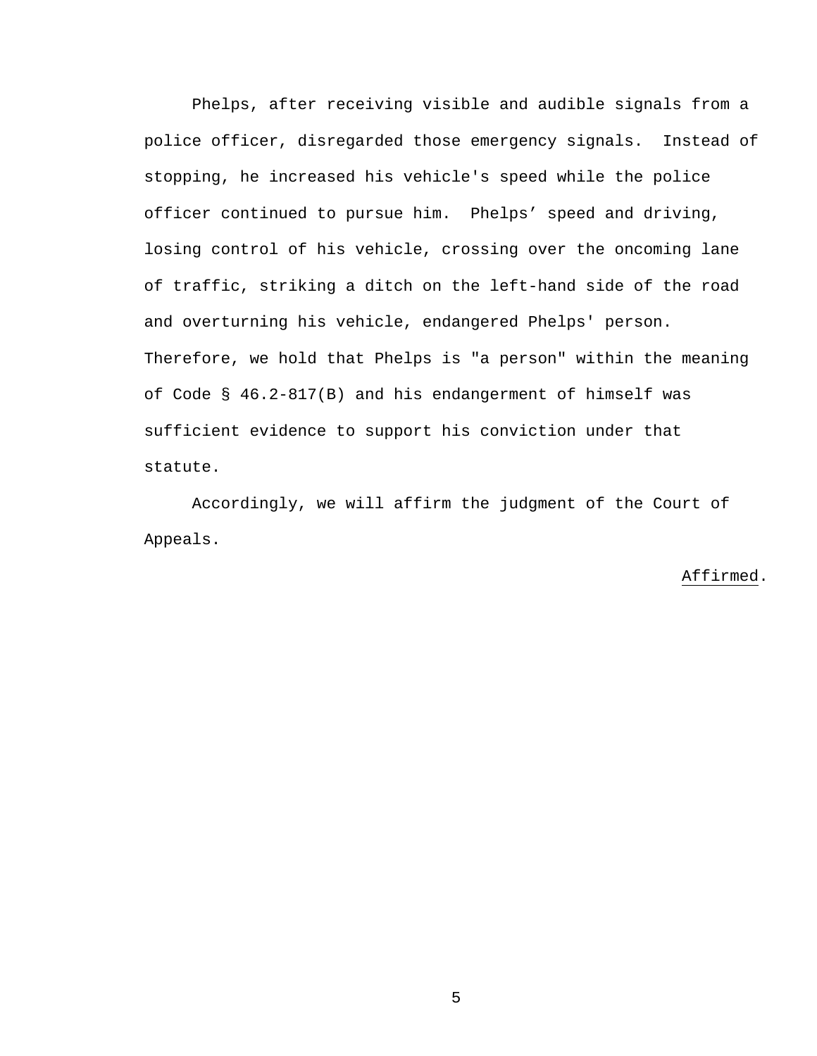Phelps, after receiving visible and audible signals from a police officer, disregarded those emergency signals. Instead of stopping, he increased his vehicle's speed while the police officer continued to pursue him. Phelps' speed and driving, losing control of his vehicle, crossing over the oncoming lane of traffic, striking a ditch on the left-hand side of the road and overturning his vehicle, endangered Phelps' person. Therefore, we hold that Phelps is "a person" within the meaning of Code § 46.2-817(B) and his endangerment of himself was sufficient evidence to support his conviction under that statute.

Accordingly, we will affirm the judgment of the Court of Appeals.

Affirmed.